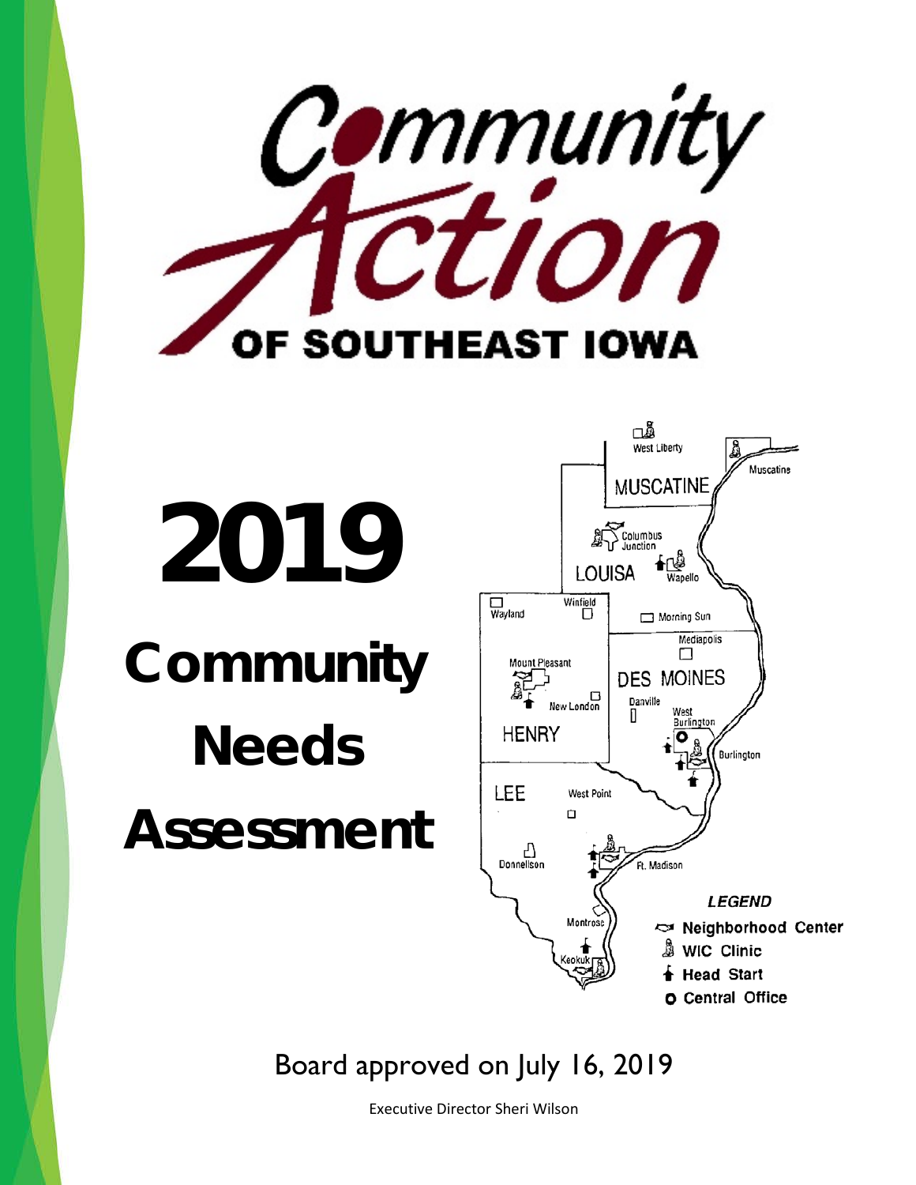# Community Action OF SOUTHEAST IOWA

# 2019 Community Needs Assessment

West Liberty

MUSCATINE

Muscatine

Columbus Junction

LOUISA

Wapello

Wayland

Winfield

Morning Sun

Mediapolis

Mount Pleasant

DES MOINES

New London

Danville

West Burlington

HENRY

Burlington

LEE

West Point

Donnellson

Ft. Madison

Montrose

Keokuk

*LEGEND*

- Neighborhood Center
- WIC Clinic
- Head Start
- Central Office

Board approved on July 16, 2019

Executive Director Sheri Wilson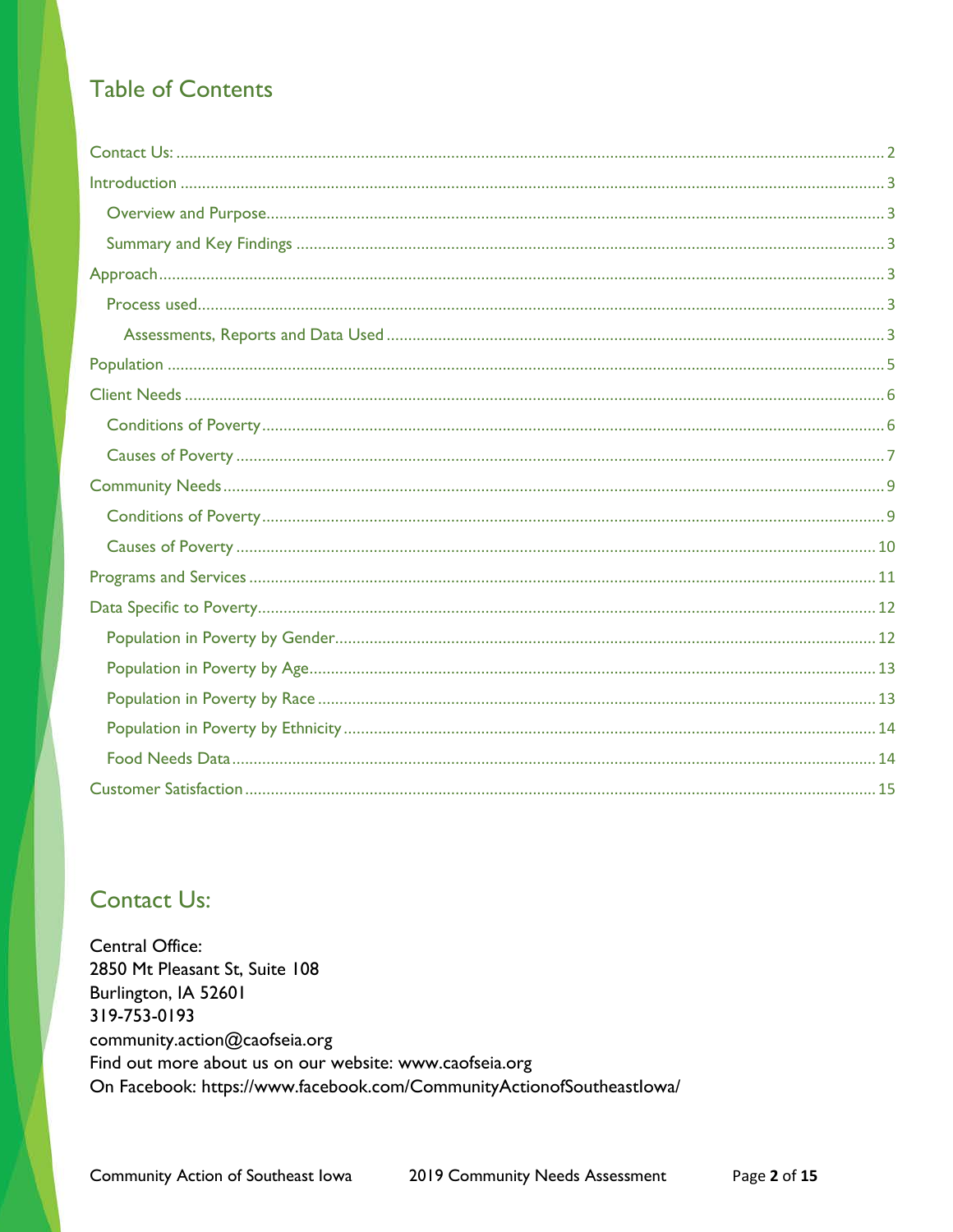## Table of Contents

- Contact Us: ..... 2
- Introduction ..... 3
  - Overview and Purpose ..... 3
  - Summary and Key Findings ..... 3
- Approach ..... 3
  - Process used ..... 3
    - Assessments, Reports and Data Used ..... 3
- Population ..... 5
- Client Needs ..... 6
  - Conditions of Poverty ..... 6
  - Causes of Poverty ..... 7
- Community Needs ..... 9
  - Conditions of Poverty ..... 9
  - Causes of Poverty ..... 10
- Programs and Services ..... 11
- Data Specific to Poverty ..... 12
  - Population in Poverty by Gender ..... 12
  - Population in Poverty by Age ..... 13
  - Population in Poverty by Race ..... 13
  - Population in Poverty by Ethnicity ..... 14
  - Food Needs Data ..... 14
- Customer Satisfaction ..... 15

## Contact Us:

Central Office:
2850 Mt Pleasant St, Suite 108
Burlington, IA 52601
319-753-0193
community.action@caofseia.org
Find out more about us on our website: www.caofseia.org
On Facebook: https://www.facebook.com/CommunityActionofSoutheastIowa/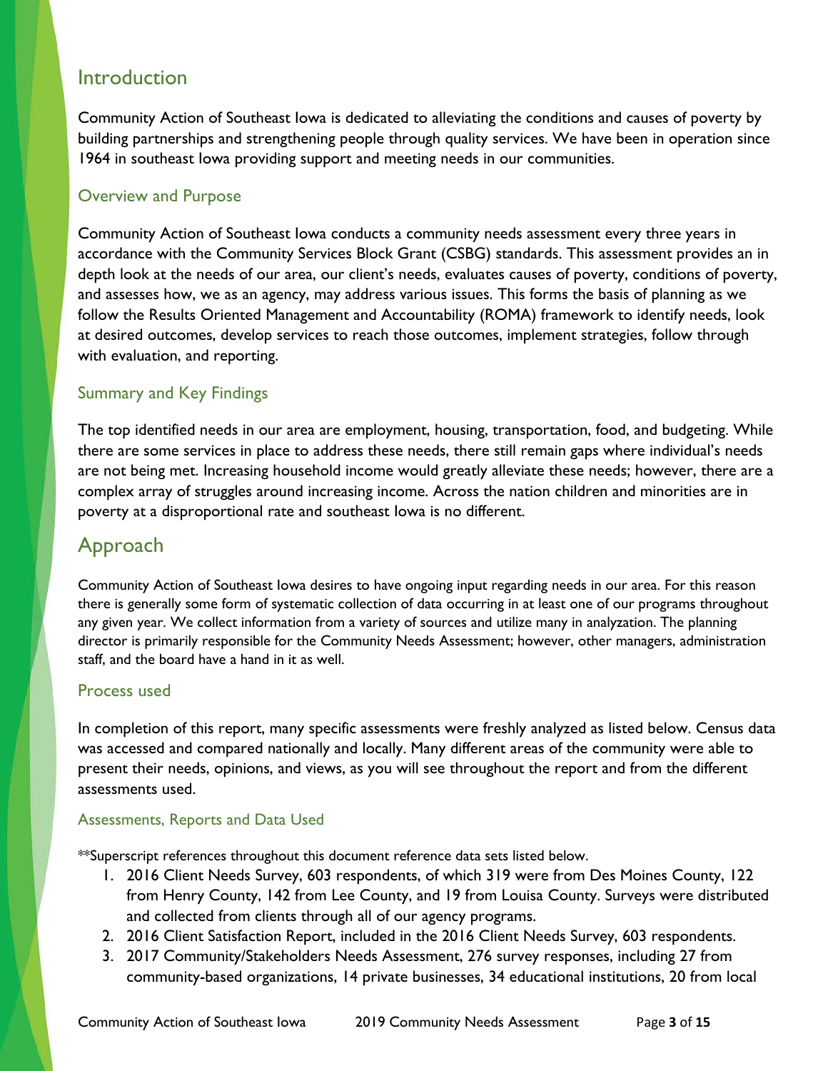# Introduction

Community Action of Southeast Iowa is dedicated to alleviating the conditions and causes of poverty by building partnerships and strengthening people through quality services. We have been in operation since 1964 in southeast Iowa providing support and meeting needs in our communities.

## Overview and Purpose

Community Action of Southeast Iowa conducts a community needs assessment every three years in accordance with the Community Services Block Grant (CSBG) standards. This assessment provides an in depth look at the needs of our area, our client's needs, evaluates causes of poverty, conditions of poverty, and assesses how, we as an agency, may address various issues. This forms the basis of planning as we follow the Results Oriented Management and Accountability (ROMA) framework to identify needs, look at desired outcomes, develop services to reach those outcomes, implement strategies, follow through with evaluation, and reporting.

## Summary and Key Findings

The top identified needs in our area are employment, housing, transportation, food, and budgeting. While there are some services in place to address these needs, there still remain gaps where individual's needs are not being met. Increasing household income would greatly alleviate these needs; however, there are a complex array of struggles around increasing income. Across the nation children and minorities are in poverty at a disproportional rate and southeast Iowa is no different.

# Approach

Community Action of Southeast Iowa desires to have ongoing input regarding needs in our area. For this reason there is generally some form of systematic collection of data occurring in at least one of our programs throughout any given year. We collect information from a variety of sources and utilize many in analyzation. The planning director is primarily responsible for the Community Needs Assessment; however, other managers, administration staff, and the board have a hand in it as well.

## Process used

In completion of this report, many specific assessments were freshly analyzed as listed below. Census data was accessed and compared nationally and locally. Many different areas of the community were able to present their needs, opinions, and views, as you will see throughout the report and from the different assessments used.

### Assessments, Reports and Data Used

**Superscript references throughout this document reference data sets listed below.

1. 2016 Client Needs Survey, 603 respondents, of which 319 were from Des Moines County, 122 from Henry County, 142 from Lee County, and 19 from Louisa County. Surveys were distributed and collected from clients through all of our agency programs.
2. 2016 Client Satisfaction Report, included in the 2016 Client Needs Survey, 603 respondents.
3. 2017 Community/Stakeholders Needs Assessment, 276 survey responses, including 27 from community-based organizations, 14 private businesses, 34 educational institutions, 20 from local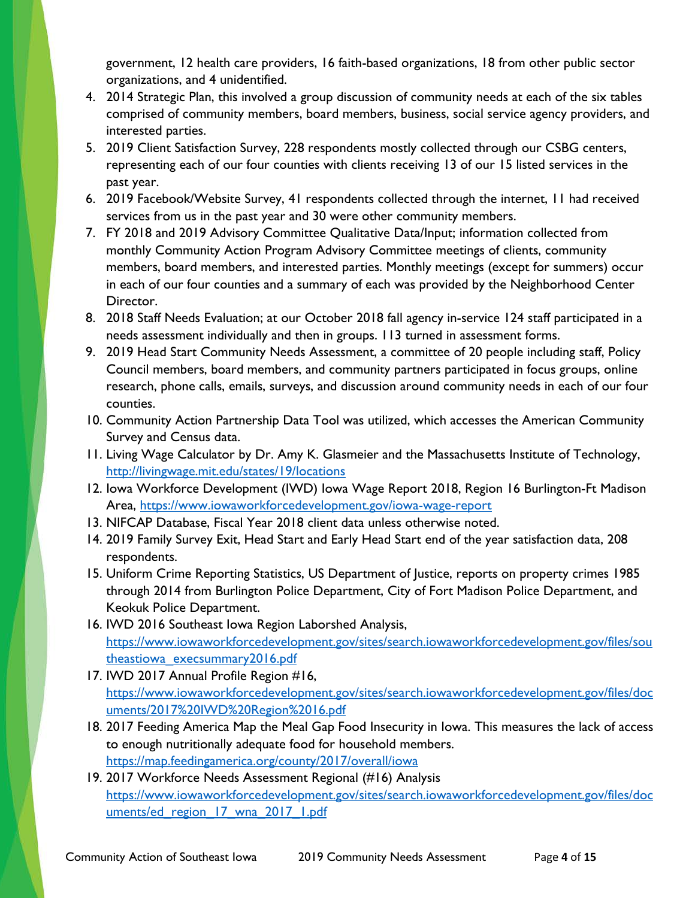government, 12 health care providers, 16 faith-based organizations, 18 from other public sector organizations, and 4 unidentified.

4. 2014 Strategic Plan, this involved a group discussion of community needs at each of the six tables comprised of community members, board members, business, social service agency providers, and interested parties.
5. 2019 Client Satisfaction Survey, 228 respondents mostly collected through our CSBG centers, representing each of our four counties with clients receiving 13 of our 15 listed services in the past year.
6. 2019 Facebook/Website Survey, 41 respondents collected through the internet, 11 had received services from us in the past year and 30 were other community members.
7. FY 2018 and 2019 Advisory Committee Qualitative Data/Input; information collected from monthly Community Action Program Advisory Committee meetings of clients, community members, board members, and interested parties. Monthly meetings (except for summers) occur in each of our four counties and a summary of each was provided by the Neighborhood Center Director.
8. 2018 Staff Needs Evaluation; at our October 2018 fall agency in-service 124 staff participated in a needs assessment individually and then in groups. 113 turned in assessment forms.
9. 2019 Head Start Community Needs Assessment, a committee of 20 people including staff, Policy Council members, board members, and community partners participated in focus groups, online research, phone calls, emails, surveys, and discussion around community needs in each of our four counties.
10. Community Action Partnership Data Tool was utilized, which accesses the American Community Survey and Census data.
11. Living Wage Calculator by Dr. Amy K. Glasmeier and the Massachusetts Institute of Technology, http://livingwage.mit.edu/states/19/locations
12. Iowa Workforce Development (IWD) Iowa Wage Report 2018, Region 16 Burlington-Ft Madison Area, https://www.iowaworkforcedevelopment.gov/iowa-wage-report
13. NIFCAP Database, Fiscal Year 2018 client data unless otherwise noted.
14. 2019 Family Survey Exit, Head Start and Early Head Start end of the year satisfaction data, 208 respondents.
15. Uniform Crime Reporting Statistics, US Department of Justice, reports on property crimes 1985 through 2014 from Burlington Police Department, City of Fort Madison Police Department, and Keokuk Police Department.
16. IWD 2016 Southeast Iowa Region Laborshed Analysis, https://www.iowaworkforcedevelopment.gov/sites/search.iowaworkforcedevelopment.gov/files/southeastiowa_execsummary2016.pdf
17. IWD 2017 Annual Profile Region #16, https://www.iowaworkforcedevelopment.gov/sites/search.iowaworkforcedevelopment.gov/files/documents/2017%20IWD%20Region%2016.pdf
18. 2017 Feeding America Map the Meal Gap Food Insecurity in Iowa. This measures the lack of access to enough nutritionally adequate food for household members. https://map.feedingamerica.org/county/2017/overall/iowa
19. 2017 Workforce Needs Assessment Regional (#16) Analysis https://www.iowaworkforcedevelopment.gov/sites/search.iowaworkforcedevelopment.gov/files/documents/ed_region_17_wna_2017_1.pdf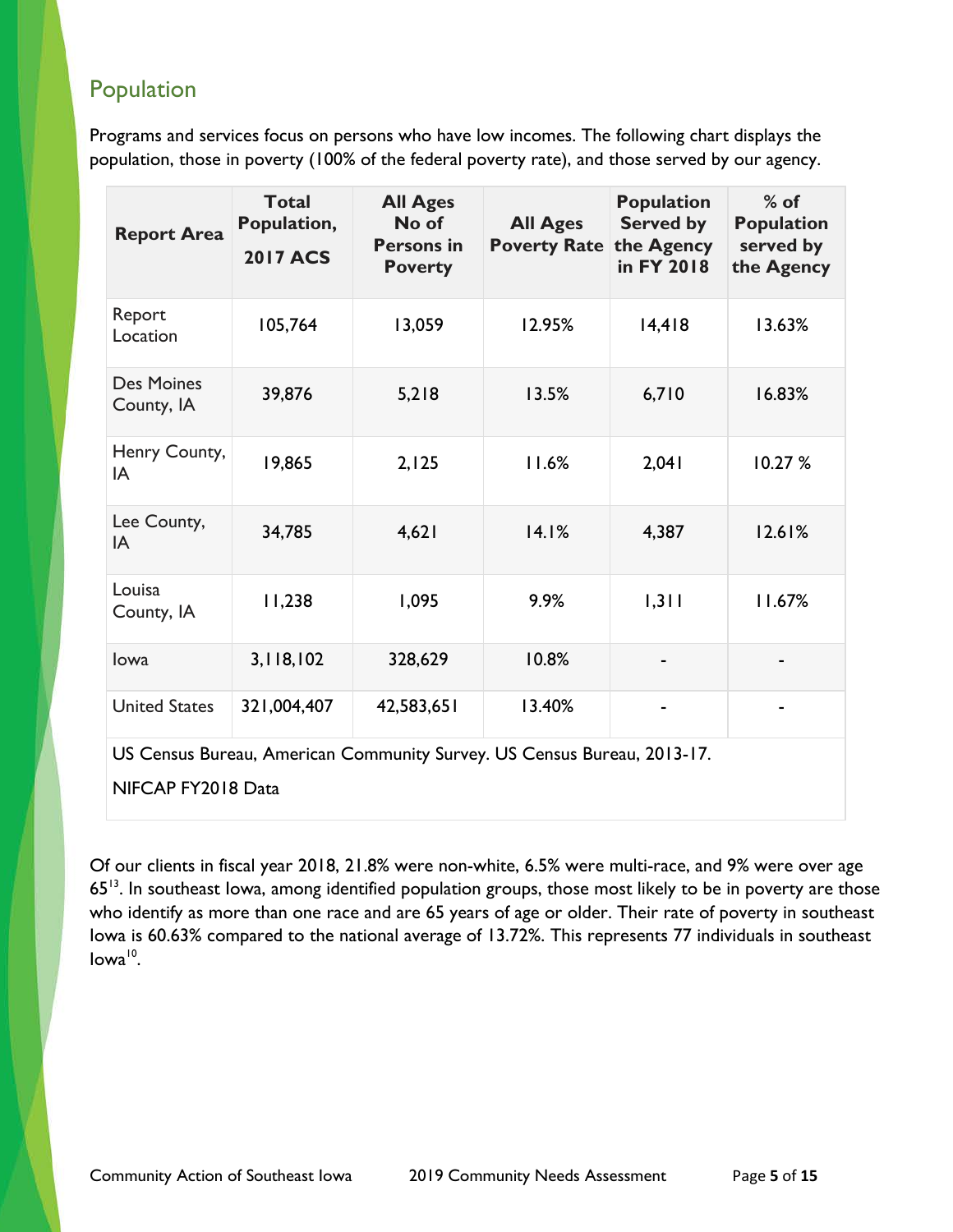## Population

Programs and services focus on persons who have low incomes. The following chart displays the population, those in poverty (100% of the federal poverty rate), and those served by our agency.

| Report Area | Total Population, 2017 ACS | All Ages No of Persons in Poverty | All Ages Poverty Rate | Population Served by the Agency in FY 2018 | % of Population served by the Agency |
|---|---|---|---|---|---|
| Report Location | 105,764 | 13,059 | 12.95% | 14,418 | 13.63% |
| Des Moines County, IA | 39,876 | 5,218 | 13.5% | 6,710 | 16.83% |
| Henry County, IA | 19,865 | 2,125 | 11.6% | 2,041 | 10.27 % |
| Lee County, IA | 34,785 | 4,621 | 14.1% | 4,387 | 12.61% |
| Louisa County, IA | 11,238 | 1,095 | 9.9% | 1,311 | 11.67% |
| Iowa | 3,118,102 | 328,629 | 10.8% | - | - |
| United States | 321,004,407 | 42,583,651 | 13.40% | - | - |

US Census Bureau, American Community Survey. US Census Bureau, 2013-17.

NIFCAP FY2018 Data

Of our clients in fiscal year 2018, 21.8% were non-white, 6.5% were multi-race, and 9% were over age 65[13]. In southeast Iowa, among identified population groups, those most likely to be in poverty are those who identify as more than one race and are 65 years of age or older. Their rate of poverty in southeast Iowa is 60.63% compared to the national average of 13.72%. This represents 77 individuals in southeast Iowa[10].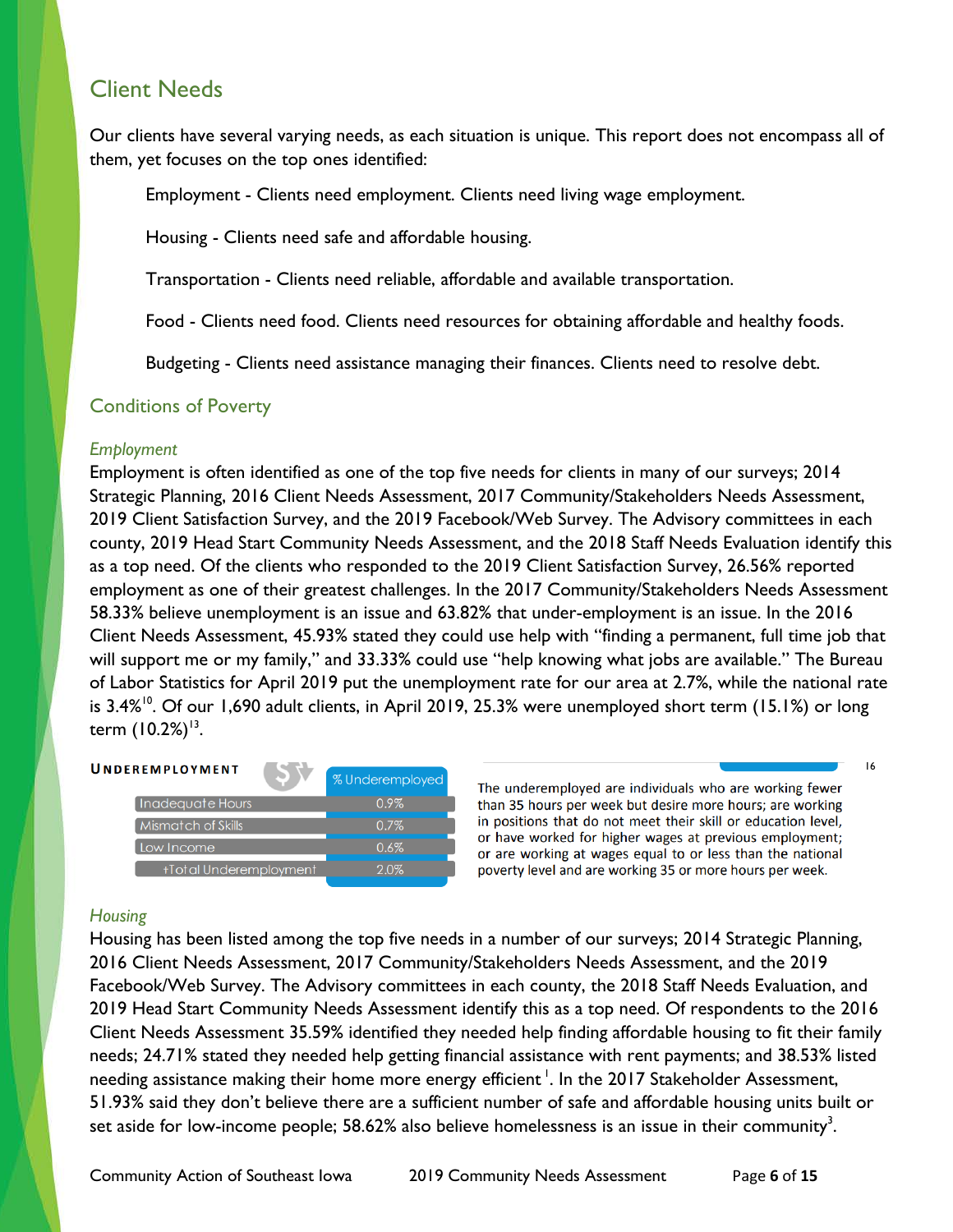## Client Needs

Our clients have several varying needs, as each situation is unique. This report does not encompass all of them, yet focuses on the top ones identified:

Employment - Clients need employment. Clients need living wage employment.

Housing - Clients need safe and affordable housing.

Transportation - Clients need reliable, affordable and available transportation.

Food - Clients need food. Clients need resources for obtaining affordable and healthy foods.

Budgeting - Clients need assistance managing their finances. Clients need to resolve debt.

### Conditions of Poverty

#### *Employment*

Employment is often identified as one of the top five needs for clients in many of our surveys; 2014 Strategic Planning, 2016 Client Needs Assessment, 2017 Community/Stakeholders Needs Assessment, 2019 Client Satisfaction Survey, and the 2019 Facebook/Web Survey. The Advisory committees in each county, 2019 Head Start Community Needs Assessment, and the 2018 Staff Needs Evaluation identify this as a top need. Of the clients who responded to the 2019 Client Satisfaction Survey, 26.56% reported employment as one of their greatest challenges. In the 2017 Community/Stakeholders Needs Assessment 58.33% believe unemployment is an issue and 63.82% that under-employment is an issue. In the 2016 Client Needs Assessment, 45.93% stated they could use help with "finding a permanent, full time job that will support me or my family," and 33.33% could use "help knowing what jobs are available." The Bureau of Labor Statistics for April 2019 put the unemployment rate for our area at 2.7%, while the national rate is 3.4%[10]. Of our 1,690 adult clients, in April 2019, 25.3% were unemployed short term (15.1%) or long term (10.2%)[13].

**UNDEREMPLOYMENT**

| | % Underemployed |
|---|---|
| Inadequate Hours | 0.9% |
| Mismatch of Skills | 0.7% |
| Low Income | 0.6% |
| +Total Underemployment | 2.0% |

The underemployed are individuals who are working fewer than 35 hours per week but desire more hours; are working in positions that do not meet their skill or education level, or have worked for higher wages at previous employment; or are working at wages equal to or less than the national poverty level and are working 35 or more hours per week.[16]

#### *Housing*

Housing has been listed among the top five needs in a number of our surveys; 2014 Strategic Planning, 2016 Client Needs Assessment, 2017 Community/Stakeholders Needs Assessment, and the 2019 Facebook/Web Survey. The Advisory committees in each county, the 2018 Staff Needs Evaluation, and 2019 Head Start Community Needs Assessment identify this as a top need. Of respondents to the 2016 Client Needs Assessment 35.59% identified they needed help finding affordable housing to fit their family needs; 24.71% stated they needed help getting financial assistance with rent payments; and 38.53% listed needing assistance making their home more energy efficient [1]. In the 2017 Stakeholder Assessment, 51.93% said they don't believe there are a sufficient number of safe and affordable housing units built or set aside for low-income people; 58.62% also believe homelessness is an issue in their community[3].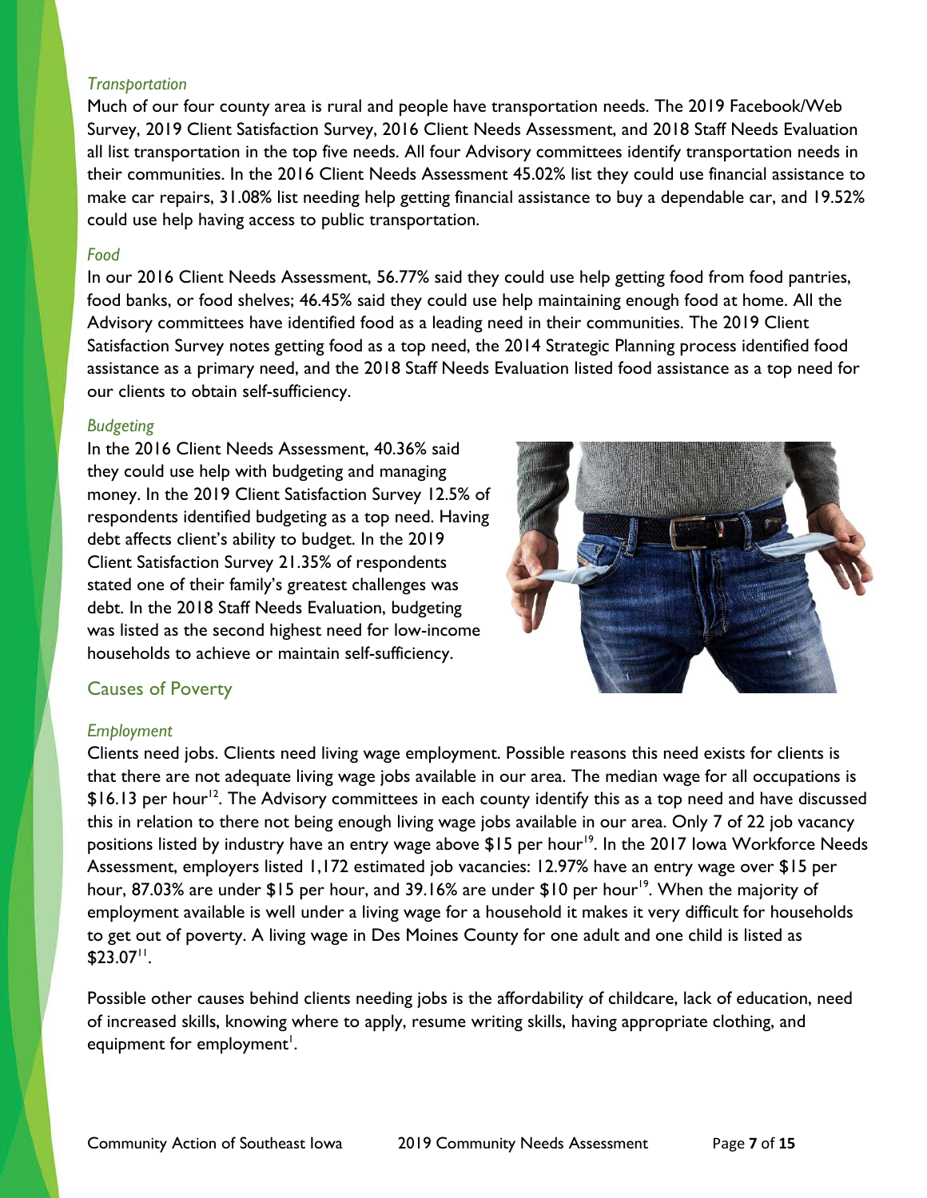### *Transportation*

Much of our four county area is rural and people have transportation needs. The 2019 Facebook/Web Survey, 2019 Client Satisfaction Survey, 2016 Client Needs Assessment, and 2018 Staff Needs Evaluation all list transportation in the top five needs. All four Advisory committees identify transportation needs in their communities. In the 2016 Client Needs Assessment 45.02% list they could use financial assistance to make car repairs, 31.08% list needing help getting financial assistance to buy a dependable car, and 19.52% could use help having access to public transportation.

### *Food*

In our 2016 Client Needs Assessment, 56.77% said they could use help getting food from food pantries, food banks, or food shelves; 46.45% said they could use help maintaining enough food at home. All the Advisory committees have identified food as a leading need in their communities. The 2019 Client Satisfaction Survey notes getting food as a top need, the 2014 Strategic Planning process identified food assistance as a primary need, and the 2018 Staff Needs Evaluation listed food assistance as a top need for our clients to obtain self-sufficiency.

### *Budgeting*

In the 2016 Client Needs Assessment, 40.36% said they could use help with budgeting and managing money. In the 2019 Client Satisfaction Survey 12.5% of respondents identified budgeting as a top need. Having debt affects client's ability to budget. In the 2019 Client Satisfaction Survey 21.35% of respondents stated one of their family's greatest challenges was debt. In the 2018 Staff Needs Evaluation, budgeting was listed as the second highest need for low-income households to achieve or maintain self-sufficiency.

## Causes of Poverty

### *Employment*

Clients need jobs. Clients need living wage employment. Possible reasons this need exists for clients is that there are not adequate living wage jobs available in our area. The median wage for all occupations is $16.13 per hour[12]. The Advisory committees in each county identify this as a top need and have discussed this in relation to there not being enough living wage jobs available in our area. Only 7 of 22 job vacancy positions listed by industry have an entry wage above $15 per hour[19]. In the 2017 Iowa Workforce Needs Assessment, employers listed 1,172 estimated job vacancies: 12.97% have an entry wage over $15 per hour, 87.03% are under $15 per hour, and 39.16% are under $10 per hour[19]. When the majority of employment available is well under a living wage for a household it makes it very difficult for households to get out of poverty. A living wage in Des Moines County for one adult and one child is listed as $23.07[11].

Possible other causes behind clients needing jobs is the affordability of childcare, lack of education, need of increased skills, knowing where to apply, resume writing skills, having appropriate clothing, and equipment for employment[1].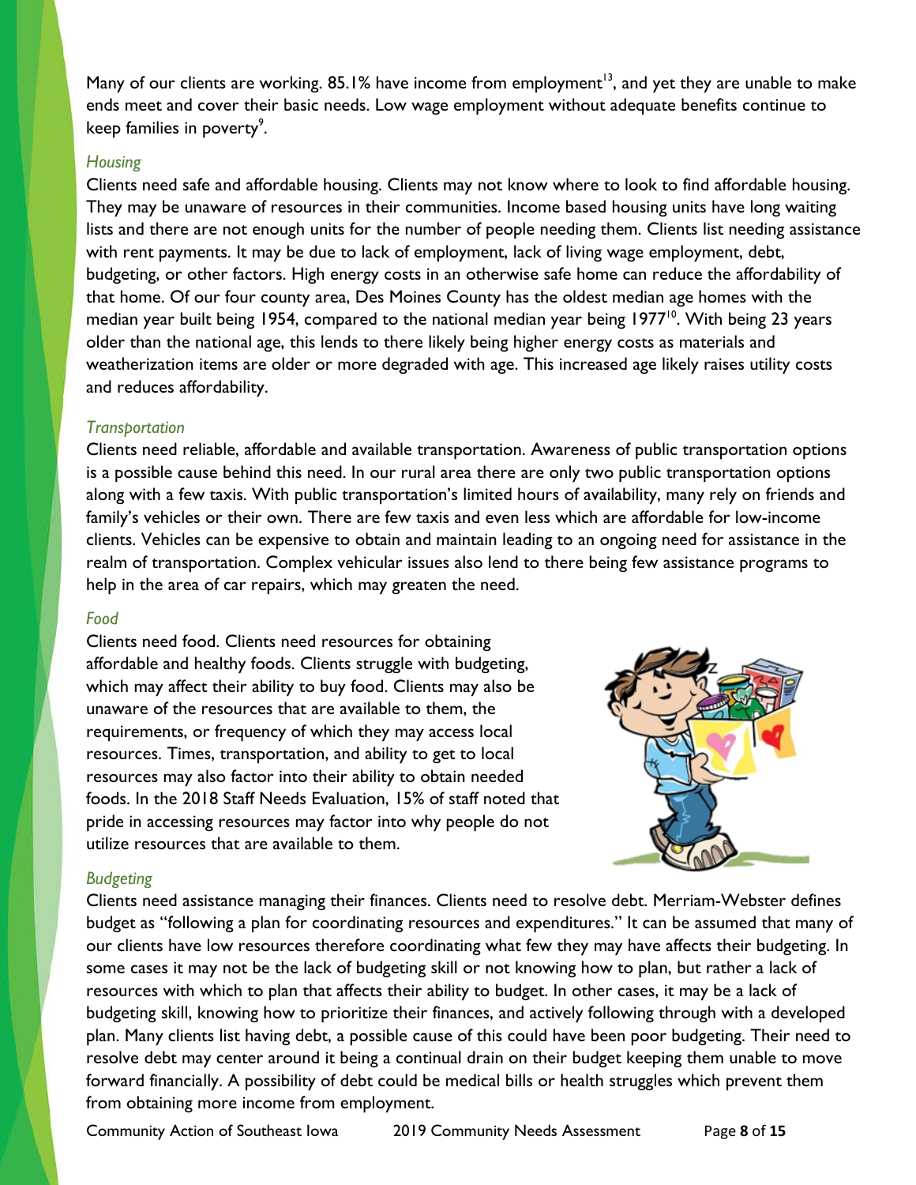Many of our clients are working. 85.1% have income from employment[13], and yet they are unable to make ends meet and cover their basic needs. Low wage employment without adequate benefits continue to keep families in poverty[9].

*Housing*

Clients need safe and affordable housing. Clients may not know where to look to find affordable housing. They may be unaware of resources in their communities. Income based housing units have long waiting lists and there are not enough units for the number of people needing them. Clients list needing assistance with rent payments. It may be due to lack of employment, lack of living wage employment, debt, budgeting, or other factors. High energy costs in an otherwise safe home can reduce the affordability of that home. Of our four county area, Des Moines County has the oldest median age homes with the median year built being 1954, compared to the national median year being 1977[10]. With being 23 years older than the national age, this lends to there likely being higher energy costs as materials and weatherization items are older or more degraded with age. This increased age likely raises utility costs and reduces affordability.

*Transportation*

Clients need reliable, affordable and available transportation. Awareness of public transportation options is a possible cause behind this need. In our rural area there are only two public transportation options along with a few taxis. With public transportation's limited hours of availability, many rely on friends and family's vehicles or their own. There are few taxis and even less which are affordable for low-income clients. Vehicles can be expensive to obtain and maintain leading to an ongoing need for assistance in the realm of transportation. Complex vehicular issues also lend to there being few assistance programs to help in the area of car repairs, which may greaten the need.

*Food*

Clients need food. Clients need resources for obtaining affordable and healthy foods. Clients struggle with budgeting, which may affect their ability to buy food. Clients may also be unaware of the resources that are available to them, the requirements, or frequency of which they may access local resources. Times, transportation, and ability to get to local resources may also factor into their ability to obtain needed foods. In the 2018 Staff Needs Evaluation, 15% of staff noted that pride in accessing resources may factor into why people do not utilize resources that are available to them.

*Budgeting*

Clients need assistance managing their finances. Clients need to resolve debt. Merriam-Webster defines budget as "following a plan for coordinating resources and expenditures." It can be assumed that many of our clients have low resources therefore coordinating what few they may have affects their budgeting. In some cases it may not be the lack of budgeting skill or not knowing how to plan, but rather a lack of resources with which to plan that affects their ability to budget. In other cases, it may be a lack of budgeting skill, knowing how to prioritize their finances, and actively following through with a developed plan. Many clients list having debt, a possible cause of this could have been poor budgeting. Their need to resolve debt may center around it being a continual drain on their budget keeping them unable to move forward financially. A possibility of debt could be medical bills or health struggles which prevent them from obtaining more income from employment.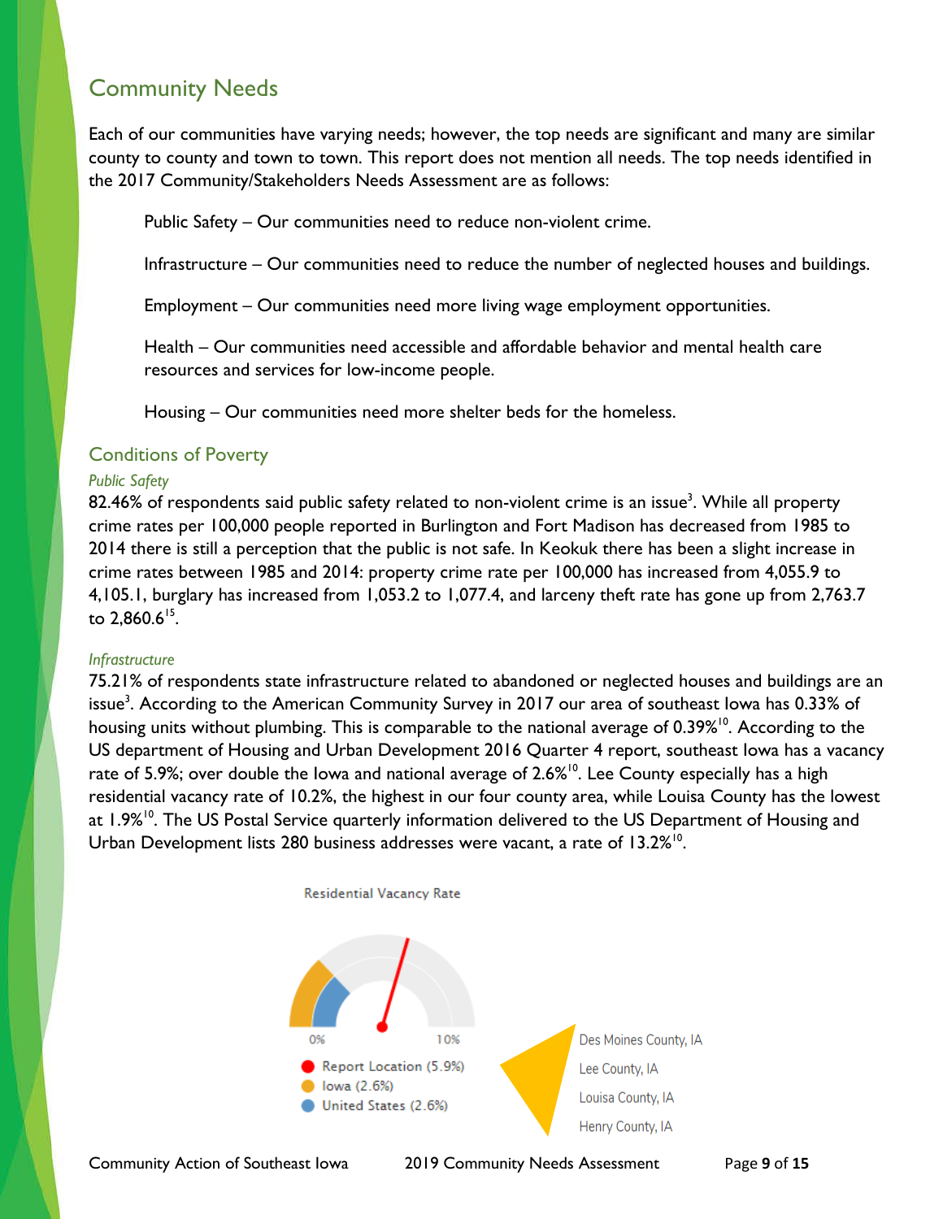## Community Needs

Each of our communities have varying needs; however, the top needs are significant and many are similar county to county and town to town. This report does not mention all needs. The top needs identified in the 2017 Community/Stakeholders Needs Assessment are as follows:

Public Safety – Our communities need to reduce non-violent crime.

Infrastructure – Our communities need to reduce the number of neglected houses and buildings.

Employment – Our communities need more living wage employment opportunities.

Health – Our communities need accessible and affordable behavior and mental health care resources and services for low-income people.

Housing – Our communities need more shelter beds for the homeless.

## Conditions of Poverty

### *Public Safety*

82.46% of respondents said public safety related to non-violent crime is an issue[3]. While all property crime rates per 100,000 people reported in Burlington and Fort Madison has decreased from 1985 to 2014 there is still a perception that the public is not safe. In Keokuk there has been a slight increase in crime rates between 1985 and 2014: property crime rate per 100,000 has increased from 4,055.9 to 4,105.1, burglary has increased from 1,053.2 to 1,077.4, and larceny theft rate has gone up from 2,763.7 to 2,860.6[15].

### *Infrastructure*

75.21% of respondents state infrastructure related to abandoned or neglected houses and buildings are an issue[3]. According to the American Community Survey in 2017 our area of southeast Iowa has 0.33% of housing units without plumbing. This is comparable to the national average of 0.39%[10]. According to the US department of Housing and Urban Development 2016 Quarter 4 report, southeast Iowa has a vacancy rate of 5.9%; over double the Iowa and national average of 2.6%[10]. Lee County especially has a high residential vacancy rate of 10.2%, the highest in our four county area, while Louisa County has the lowest at 1.9%[10]. The US Postal Service quarterly information delivered to the US Department of Housing and Urban Development lists 280 business addresses were vacant, a rate of 13.2%[10].

Residential Vacancy Rate

0% 10%

- Report Location (5.9%)
- Iowa (2.6%)
- United States (2.6%)

Des Moines County, IA
Lee County, IA
Louisa County, IA
Henry County, IA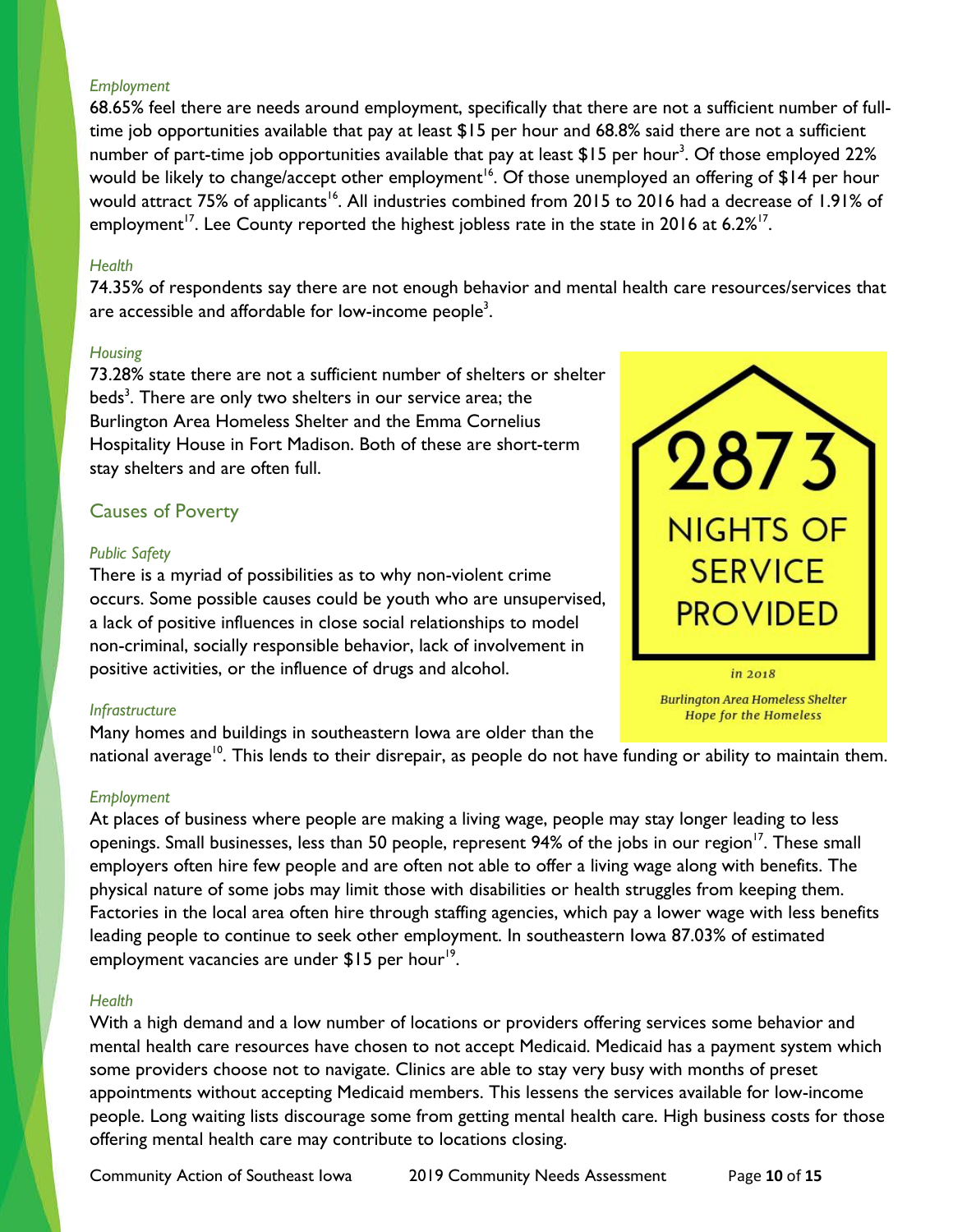*Employment*

68.65% feel there are needs around employment, specifically that there are not a sufficient number of full-time job opportunities available that pay at least $15 per hour and 68.8% said there are not a sufficient number of part-time job opportunities available that pay at least $15 per hour[3]. Of those employed 22% would be likely to change/accept other employment[16]. Of those unemployed an offering of $14 per hour would attract 75% of applicants[16]. All industries combined from 2015 to 2016 had a decrease of 1.91% of employment[17]. Lee County reported the highest jobless rate in the state in 2016 at 6.2%[17].

*Health*

74.35% of respondents say there are not enough behavior and mental health care resources/services that are accessible and affordable for low-income people[3].

*Housing*

73.28% state there are not a sufficient number of shelters or shelter beds[3]. There are only two shelters in our service area; the Burlington Area Homeless Shelter and the Emma Cornelius Hospitality House in Fort Madison. Both of these are short-term stay shelters and are often full.

2873 NIGHTS OF SERVICE PROVIDED

*in 2018*

*Burlington Area Homeless Shelter Hope for the Homeless*

## Causes of Poverty

*Public Safety*

There is a myriad of possibilities as to why non-violent crime occurs. Some possible causes could be youth who are unsupervised, a lack of positive influences in close social relationships to model non-criminal, socially responsible behavior, lack of involvement in positive activities, or the influence of drugs and alcohol.

*Infrastructure*

Many homes and buildings in southeastern Iowa are older than the national average[10]. This lends to their disrepair, as people do not have funding or ability to maintain them.

*Employment*

At places of business where people are making a living wage, people may stay longer leading to less openings. Small businesses, less than 50 people, represent 94% of the jobs in our region[17]. These small employers often hire few people and are often not able to offer a living wage along with benefits. The physical nature of some jobs may limit those with disabilities or health struggles from keeping them. Factories in the local area often hire through staffing agencies, which pay a lower wage with less benefits leading people to continue to seek other employment. In southeastern Iowa 87.03% of estimated employment vacancies are under $15 per hour[19].

*Health*

With a high demand and a low number of locations or providers offering services some behavior and mental health care resources have chosen to not accept Medicaid. Medicaid has a payment system which some providers choose not to navigate. Clinics are able to stay very busy with months of preset appointments without accepting Medicaid members. This lessens the services available for low-income people. Long waiting lists discourage some from getting mental health care. High business costs for those offering mental health care may contribute to locations closing.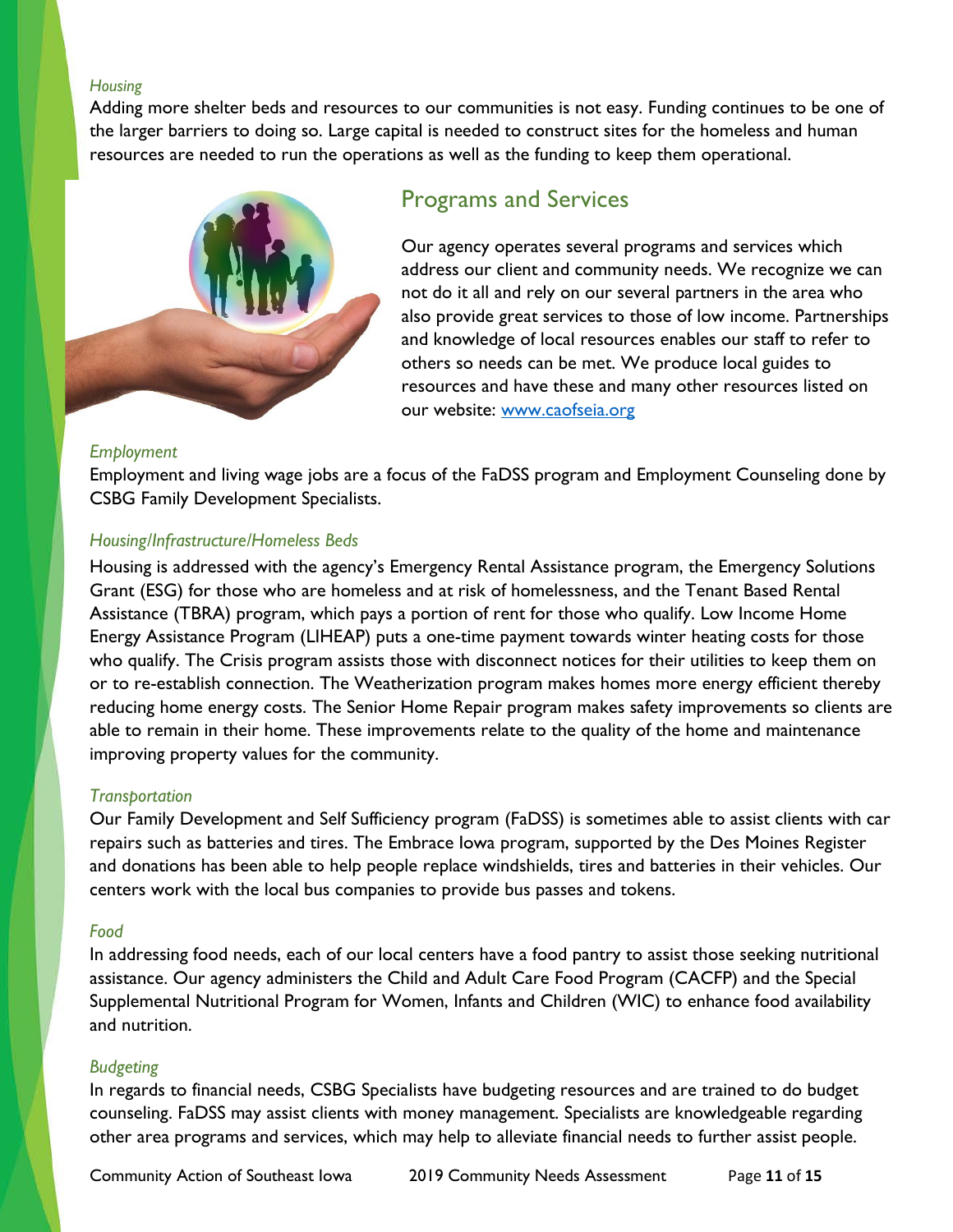*Housing*

Adding more shelter beds and resources to our communities is not easy. Funding continues to be one of the larger barriers to doing so. Large capital is needed to construct sites for the homeless and human resources are needed to run the operations as well as the funding to keep them operational.

## Programs and Services

Our agency operates several programs and services which address our client and community needs. We recognize we can not do it all and rely on our several partners in the area who also provide great services to those of low income. Partnerships and knowledge of local resources enables our staff to refer to others so needs can be met. We produce local guides to resources and have these and many other resources listed on our website: [www.caofseia.org](http://www.caofseia.org)

*Employment*

Employment and living wage jobs are a focus of the FaDSS program and Employment Counseling done by CSBG Family Development Specialists.

*Housing/Infrastructure/Homeless Beds*

Housing is addressed with the agency's Emergency Rental Assistance program, the Emergency Solutions Grant (ESG) for those who are homeless and at risk of homelessness, and the Tenant Based Rental Assistance (TBRA) program, which pays a portion of rent for those who qualify. Low Income Home Energy Assistance Program (LIHEAP) puts a one-time payment towards winter heating costs for those who qualify. The Crisis program assists those with disconnect notices for their utilities to keep them on or to re-establish connection. The Weatherization program makes homes more energy efficient thereby reducing home energy costs. The Senior Home Repair program makes safety improvements so clients are able to remain in their home. These improvements relate to the quality of the home and maintenance improving property values for the community.

*Transportation*

Our Family Development and Self Sufficiency program (FaDSS) is sometimes able to assist clients with car repairs such as batteries and tires. The Embrace Iowa program, supported by the Des Moines Register and donations has been able to help people replace windshields, tires and batteries in their vehicles. Our centers work with the local bus companies to provide bus passes and tokens.

*Food*

In addressing food needs, each of our local centers have a food pantry to assist those seeking nutritional assistance. Our agency administers the Child and Adult Care Food Program (CACFP) and the Special Supplemental Nutritional Program for Women, Infants and Children (WIC) to enhance food availability and nutrition.

*Budgeting*

In regards to financial needs, CSBG Specialists have budgeting resources and are trained to do budget counseling. FaDSS may assist clients with money management. Specialists are knowledgeable regarding other area programs and services, which may help to alleviate financial needs to further assist people.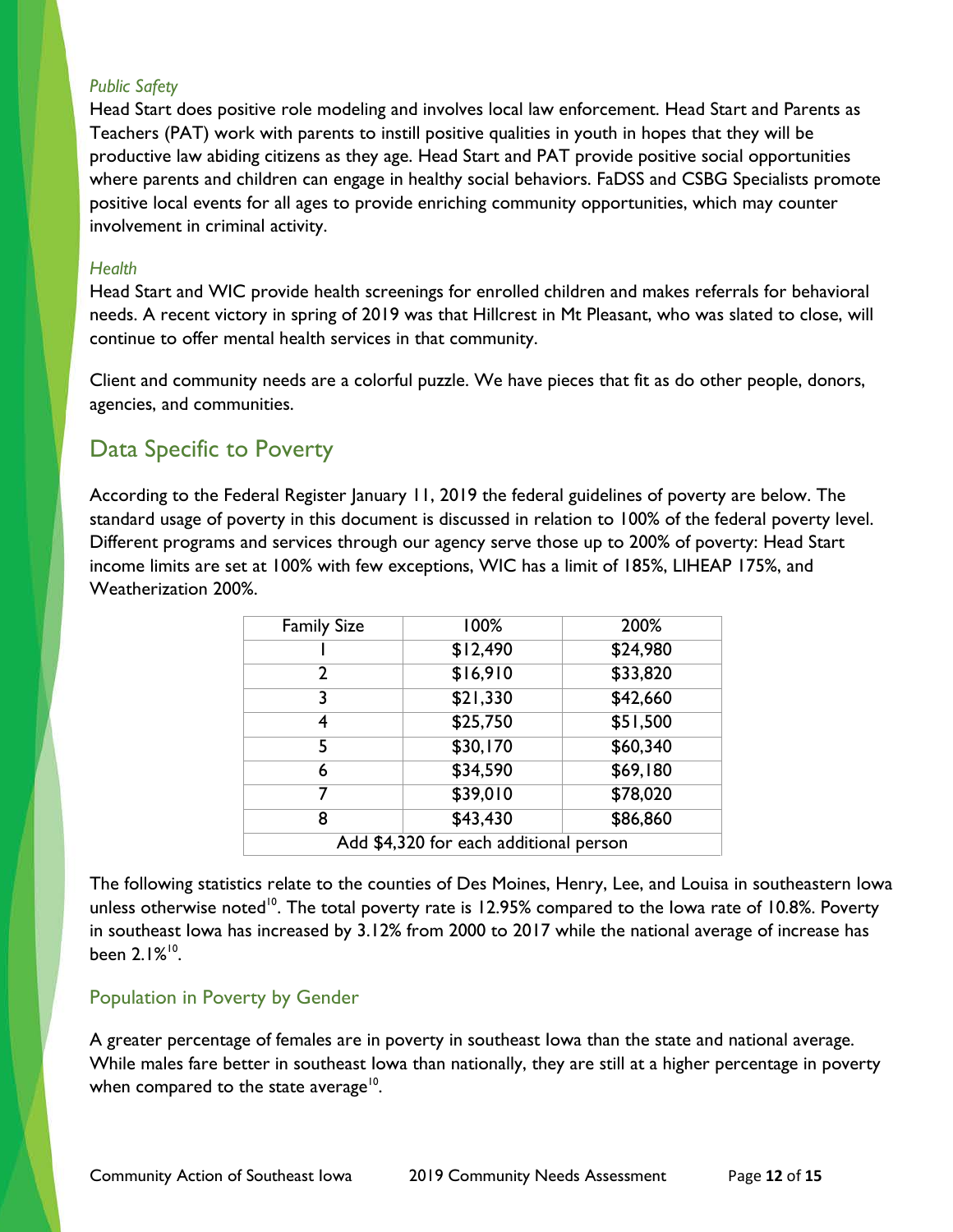*Public Safety*

Head Start does positive role modeling and involves local law enforcement. Head Start and Parents as Teachers (PAT) work with parents to instill positive qualities in youth in hopes that they will be productive law abiding citizens as they age. Head Start and PAT provide positive social opportunities where parents and children can engage in healthy social behaviors. FaDSS and CSBG Specialists promote positive local events for all ages to provide enriching community opportunities, which may counter involvement in criminal activity.

*Health*

Head Start and WIC provide health screenings for enrolled children and makes referrals for behavioral needs. A recent victory in spring of 2019 was that Hillcrest in Mt Pleasant, who was slated to close, will continue to offer mental health services in that community.

Client and community needs are a colorful puzzle. We have pieces that fit as do other people, donors, agencies, and communities.

## Data Specific to Poverty

According to the Federal Register January 11, 2019 the federal guidelines of poverty are below. The standard usage of poverty in this document is discussed in relation to 100% of the federal poverty level. Different programs and services through our agency serve those up to 200% of poverty: Head Start income limits are set at 100% with few exceptions, WIC has a limit of 185%, LIHEAP 175%, and Weatherization 200%.

| Family Size | 100% | 200% |
|---|---|---|
| 1 | $12,490 | $24,980 |
| 2 | $16,910 | $33,820 |
| 3 | $21,330 | $42,660 |
| 4 | $25,750 | $51,500 |
| 5 | $30,170 | $60,340 |
| 6 | $34,590 | $69,180 |
| 7 | $39,010 | $78,020 |
| 8 | $43,430 | $86,860 |
| Add $4,320 for each additional person | | |

The following statistics relate to the counties of Des Moines, Henry, Lee, and Louisa in southeastern Iowa unless otherwise noted[10]. The total poverty rate is 12.95% compared to the Iowa rate of 10.8%. Poverty in southeast Iowa has increased by 3.12% from 2000 to 2017 while the national average of increase has been 2.1%[10].

### Population in Poverty by Gender

A greater percentage of females are in poverty in southeast Iowa than the state and national average. While males fare better in southeast Iowa than nationally, they are still at a higher percentage in poverty when compared to the state average[10].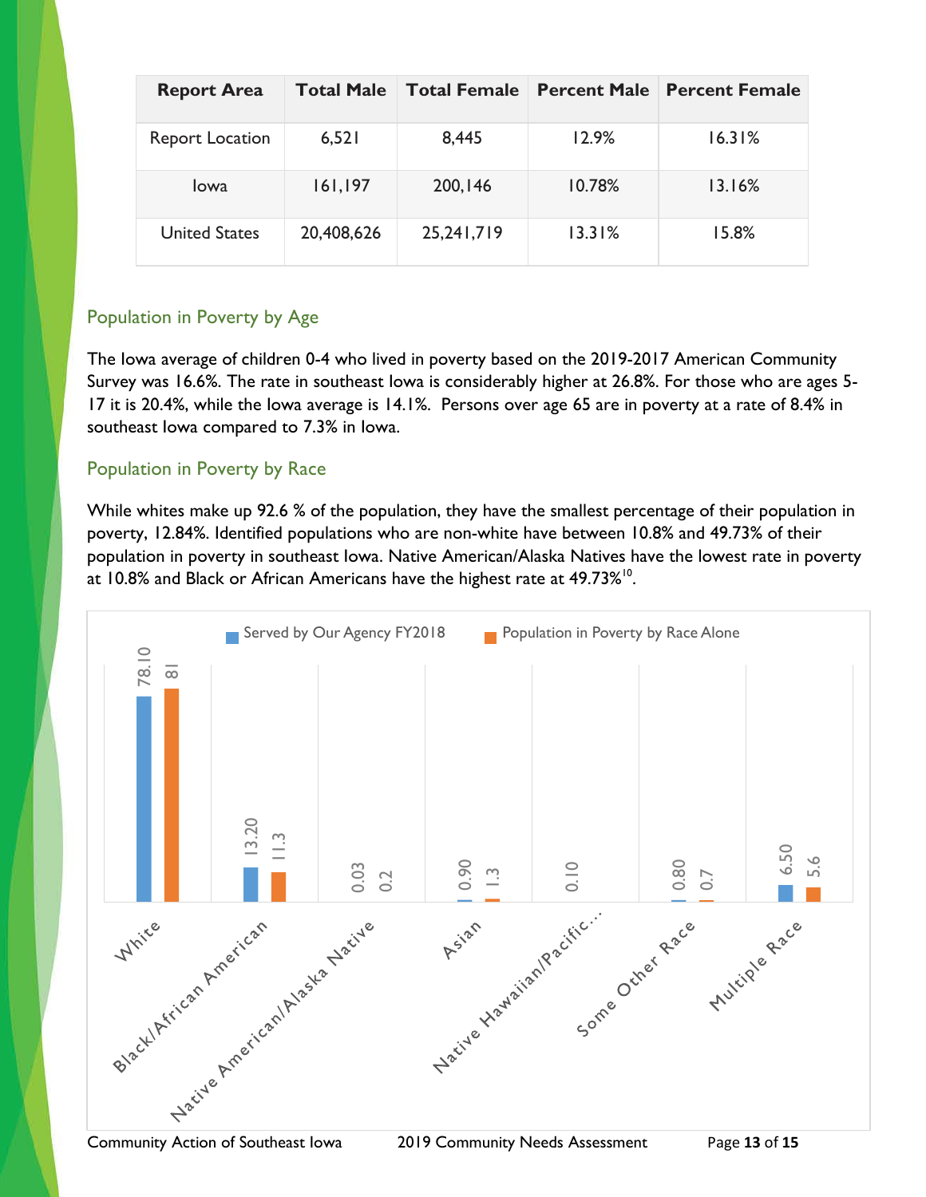| Report Area | Total Male | Total Female | Percent Male | Percent Female |
|---|---|---|---|---|
| Report Location | 6,521 | 8,445 | 12.9% | 16.31% |
| Iowa | 161,197 | 200,146 | 10.78% | 13.16% |
| United States | 20,408,626 | 25,241,719 | 13.31% | 15.8% |

## Population in Poverty by Age

The Iowa average of children 0-4 who lived in poverty based on the 2019-2017 American Community Survey was 16.6%. The rate in southeast Iowa is considerably higher at 26.8%. For those who are ages 5-17 it is 20.4%, while the Iowa average is 14.1%. Persons over age 65 are in poverty at a rate of 8.4% in southeast Iowa compared to 7.3% in Iowa.

## Population in Poverty by Race

While whites make up 92.6 % of the population, they have the smallest percentage of their population in poverty, 12.84%. Identified populations who are non-white have between 10.8% and 49.73% of their population in poverty in southeast Iowa. Native American/Alaska Natives have the lowest rate in poverty at 10.8% and Black or African Americans have the highest rate at 49.73%[10].

| Race | Served by Our Agency FY2018 | Population in Poverty by Race Alone |
|---|---|---|
| White | 78.10 | 81 |
| Black/African American | 13.20 | 11.3 |
| Native American/Alaska Native | 0.03 | 0.2 |
| Asian | 0.90 | 1.3 |
| Native Hawaiian/Pacific... | 0.10 | |
| Some Other Race | 0.80 | 0.7 |
| Multiple Race | 6.50 | 5.6 |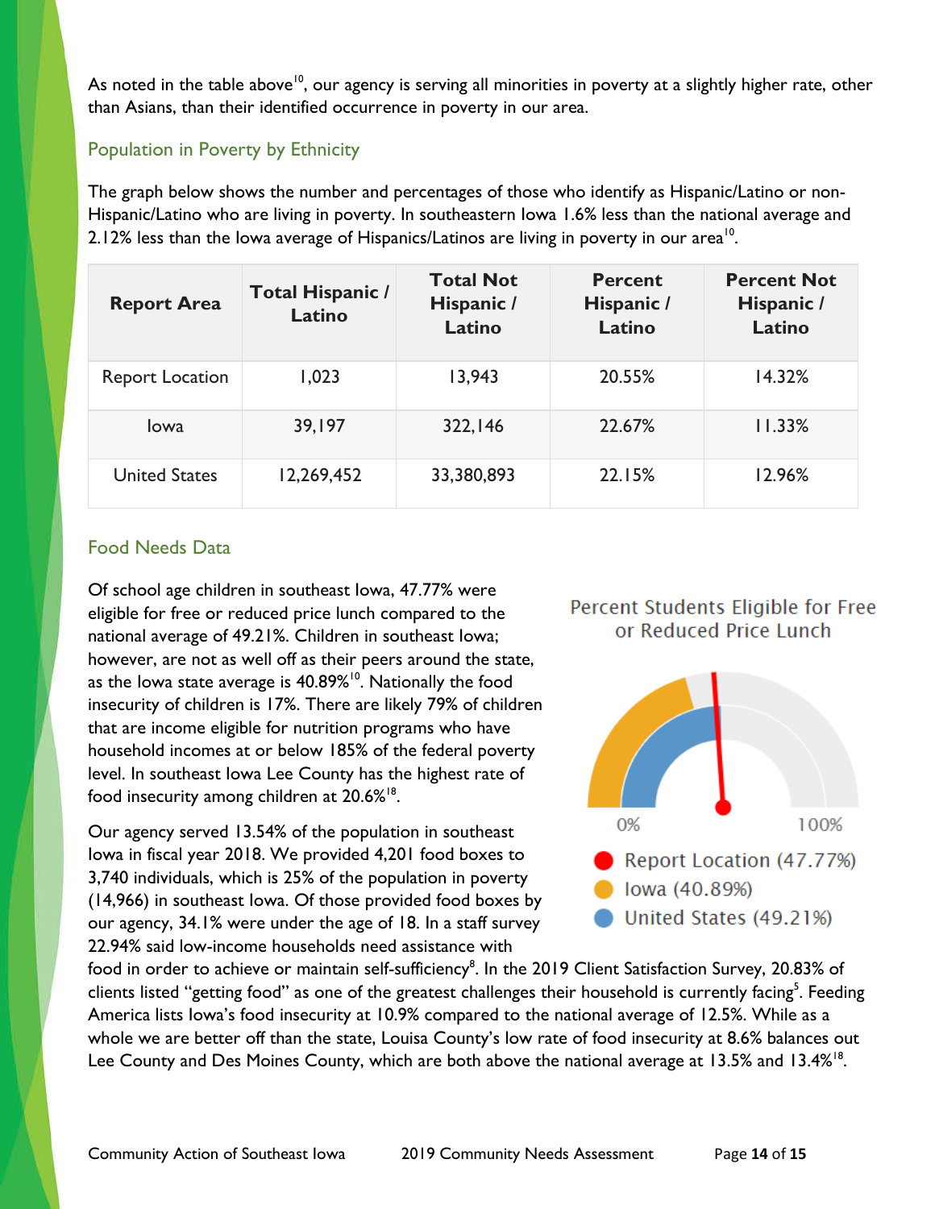As noted in the table above[10], our agency is serving all minorities in poverty at a slightly higher rate, other than Asians, than their identified occurrence in poverty in our area.

## Population in Poverty by Ethnicity

The graph below shows the number and percentages of those who identify as Hispanic/Latino or non-Hispanic/Latino who are living in poverty. In southeastern Iowa 1.6% less than the national average and 2.12% less than the Iowa average of Hispanics/Latinos are living in poverty in our area[10].

| Report Area | Total Hispanic / Latino | Total Not Hispanic / Latino | Percent Hispanic / Latino | Percent Not Hispanic / Latino |
|---|---|---|---|---|
| Report Location | 1,023 | 13,943 | 20.55% | 14.32% |
| Iowa | 39,197 | 322,146 | 22.67% | 11.33% |
| United States | 12,269,452 | 33,380,893 | 22.15% | 12.96% |

## Food Needs Data

Of school age children in southeast Iowa, 47.77% were eligible for free or reduced price lunch compared to the national average of 49.21%. Children in southeast Iowa; however, are not as well off as their peers around the state, as the Iowa state average is 40.89%[10]. Nationally the food insecurity of children is 17%. There are likely 79% of children that are income eligible for nutrition programs who have household incomes at or below 185% of the federal poverty level. In southeast Iowa Lee County has the highest rate of food insecurity among children at 20.6%[18].

Percent Students Eligible for Free or Reduced Price Lunch

0% 100%

- Report Location (47.77%)
- Iowa (40.89%)
- United States (49.21%)

Our agency served 13.54% of the population in southeast Iowa in fiscal year 2018. We provided 4,201 food boxes to 3,740 individuals, which is 25% of the population in poverty (14,966) in southeast Iowa. Of those provided food boxes by our agency, 34.1% were under the age of 18. In a staff survey 22.94% said low-income households need assistance with food in order to achieve or maintain self-sufficiency[8]. In the 2019 Client Satisfaction Survey, 20.83% of clients listed "getting food" as one of the greatest challenges their household is currently facing[5]. Feeding America lists Iowa's food insecurity at 10.9% compared to the national average of 12.5%. While as a whole we are better off than the state, Louisa County's low rate of food insecurity at 8.6% balances out Lee County and Des Moines County, which are both above the national average at 13.5% and 13.4%[18].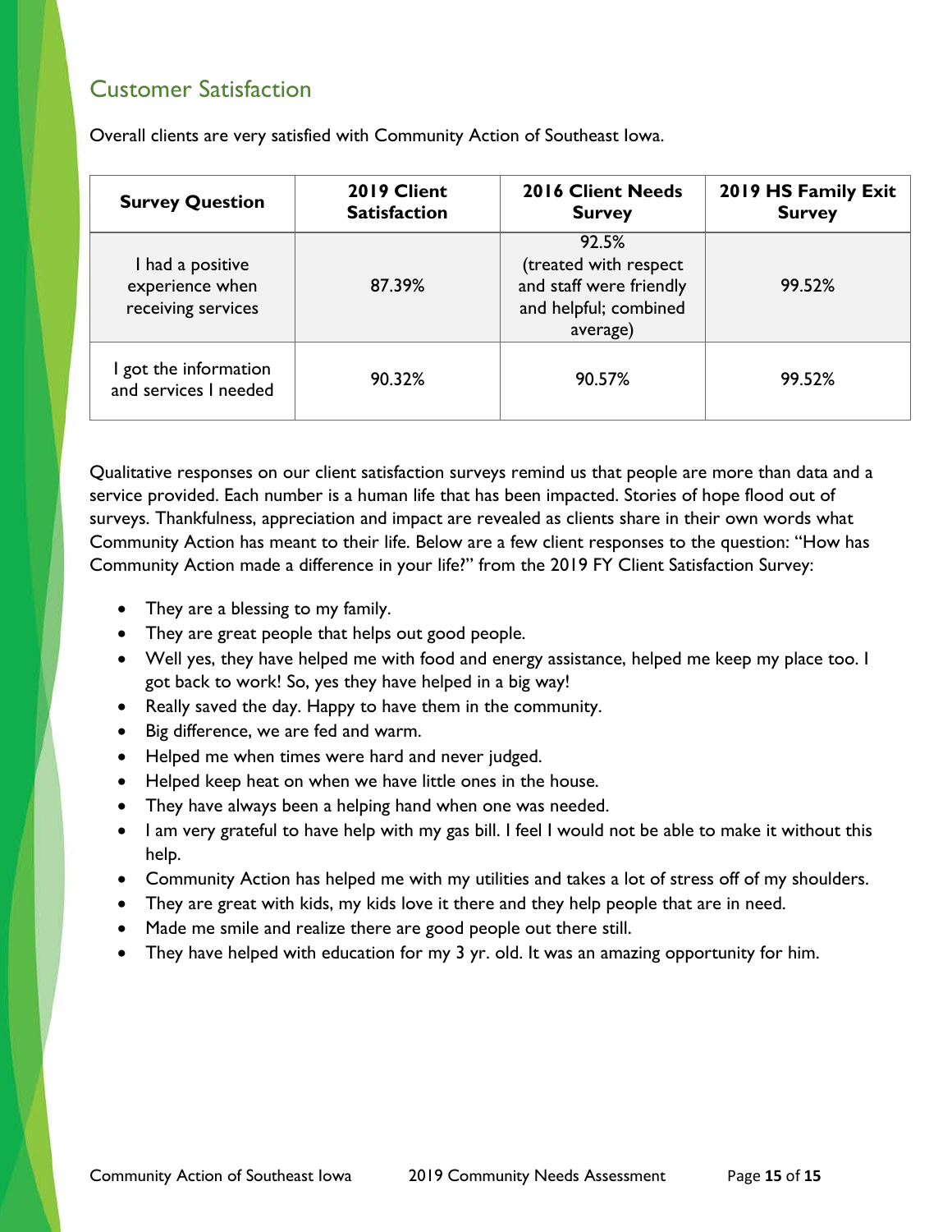## Customer Satisfaction

Overall clients are very satisfied with Community Action of Southeast Iowa.

| Survey Question | 2019 Client Satisfaction | 2016 Client Needs Survey | 2019 HS Family Exit Survey |
|---|---|---|---|
| I had a positive experience when receiving services | 87.39% | 92.5% (treated with respect and staff were friendly and helpful; combined average) | 99.52% |
| I got the information and services I needed | 90.32% | 90.57% | 99.52% |

Qualitative responses on our client satisfaction surveys remind us that people are more than data and a service provided. Each number is a human life that has been impacted. Stories of hope flood out of surveys. Thankfulness, appreciation and impact are revealed as clients share in their own words what Community Action has meant to their life. Below are a few client responses to the question: "How has Community Action made a difference in your life?" from the 2019 FY Client Satisfaction Survey:

- They are a blessing to my family.
- They are great people that helps out good people.
- Well yes, they have helped me with food and energy assistance, helped me keep my place too. I got back to work! So, yes they have helped in a big way!
- Really saved the day. Happy to have them in the community.
- Big difference, we are fed and warm.
- Helped me when times were hard and never judged.
- Helped keep heat on when we have little ones in the house.
- They have always been a helping hand when one was needed.
- I am very grateful to have help with my gas bill. I feel I would not be able to make it without this help.
- Community Action has helped me with my utilities and takes a lot of stress off of my shoulders.
- They are great with kids, my kids love it there and they help people that are in need.
- Made me smile and realize there are good people out there still.
- They have helped with education for my 3 yr. old. It was an amazing opportunity for him.